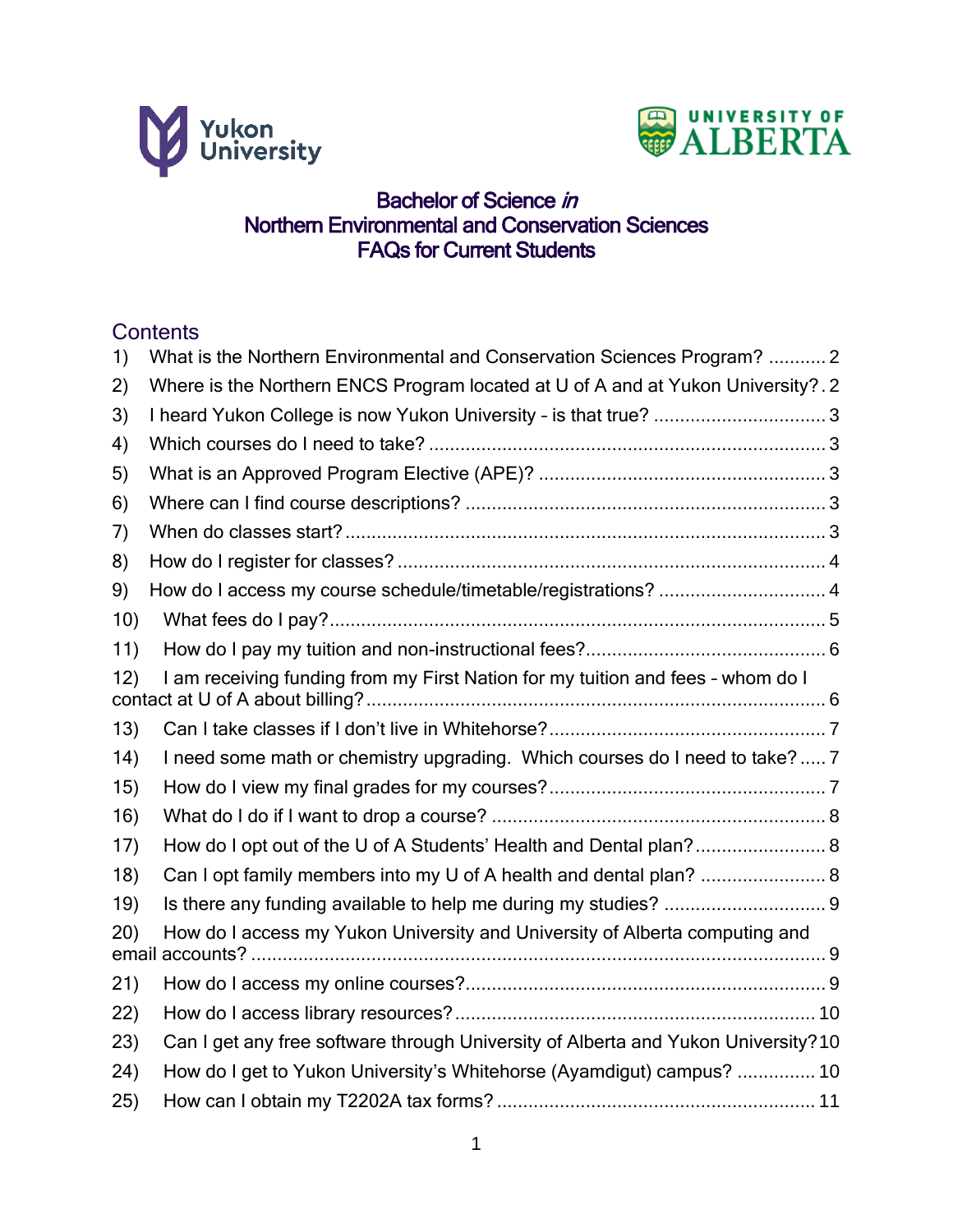Yukon University

UNIVERSITY OF ALBERTA

# Bachelor of Science *in* Northern Environmental and Conservation Sciences FAQs for Current Students

## Contents

1) What is the Northern Environmental and Conservation Sciences Program? ........... 2
2) Where is the Northern ENCS Program located at U of A and at Yukon University? . 2
3) I heard Yukon College is now Yukon University – is that true? ................................. 3
4) Which courses do I need to take? ........................................................................... 3
5) What is an Approved Program Elective (APE)? ...................................................... 3
6) Where can I find course descriptions? .................................................................... 3
7) When do classes start? ............................................................................................ 3
8) How do I register for classes? ................................................................................. 4
9) How do I access my course schedule/timetable/registrations? ................................ 4
10) What fees do I pay? .............................................................................................. 5
11) How do I pay my tuition and non-instructional fees? ............................................. 6
12) I am receiving funding from my First Nation for my tuition and fees – whom do I contact at U of A about billing? ....................................................................................... 6
13) Can I take classes if I don't live in Whitehorse? .................................................... 7
14) I need some math or chemistry upgrading. Which courses do I need to take? ..... 7
15) How do I view my final grades for my courses? .................................................... 7
16) What do I do if I want to drop a course? ............................................................... 8
17) How do I opt out of the U of A Students' Health and Dental plan? ......................... 8
18) Can I opt family members into my U of A health and dental plan? ........................ 8
19) Is there any funding available to help me during my studies? ............................... 9
20) How do I access my Yukon University and University of Alberta computing and email accounts? ............................................................................................................. 9
21) How do I access my online courses? .................................................................... 9
22) How do I access library resources? .................................................................... 10
23) Can I get any free software through University of Alberta and Yukon University? 10
24) How do I get to Yukon University's Whitehorse (Ayamdigut) campus? ............... 10
25) How can I obtain my T2202A tax forms? ............................................................ 11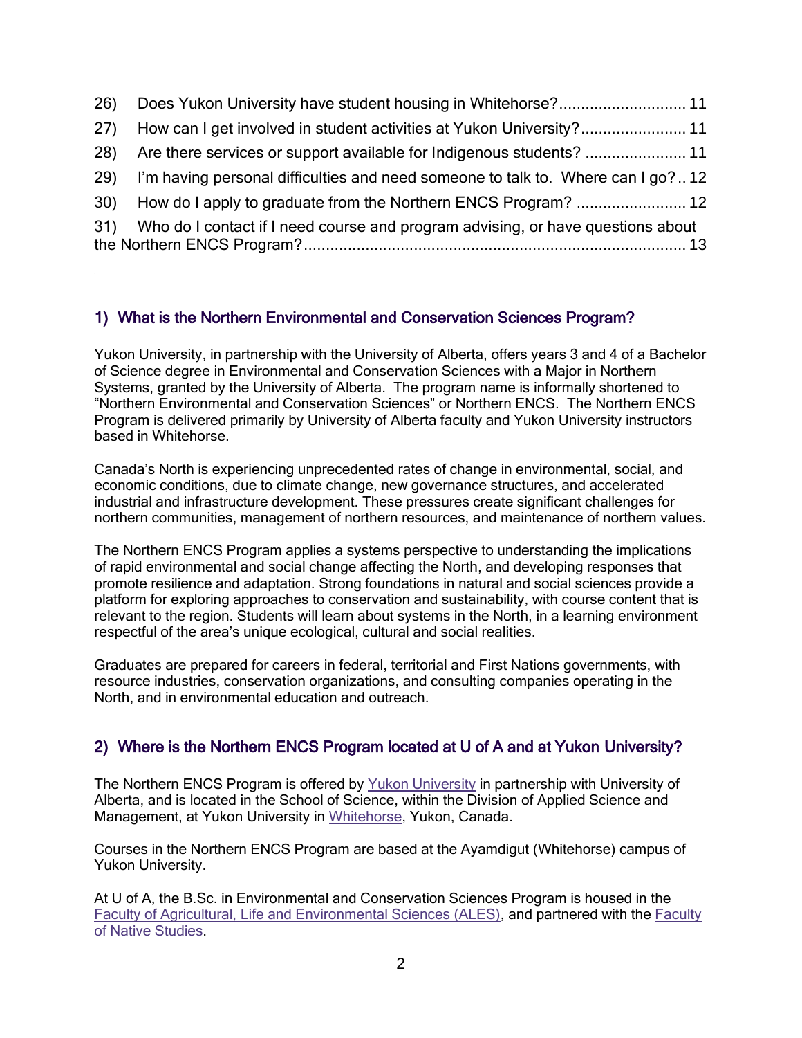26) Does Yukon University have student housing in Whitehorse? ............................ 11

27) How can I get involved in student activities at Yukon University? ........................ 11

28) Are there services or support available for Indigenous students? ....................... 11

29) I'm having personal difficulties and need someone to talk to. Where can I go? .. 12

30) How do I apply to graduate from the Northern ENCS Program? ......................... 12

31) Who do I contact if I need course and program advising, or have questions about the Northern ENCS Program? ....................................................................................... 13

## 1) What is the Northern Environmental and Conservation Sciences Program?

Yukon University, in partnership with the University of Alberta, offers years 3 and 4 of a Bachelor of Science degree in Environmental and Conservation Sciences with a Major in Northern Systems, granted by the University of Alberta. The program name is informally shortened to "Northern Environmental and Conservation Sciences" or Northern ENCS. The Northern ENCS Program is delivered primarily by University of Alberta faculty and Yukon University instructors based in Whitehorse.

Canada's North is experiencing unprecedented rates of change in environmental, social, and economic conditions, due to climate change, new governance structures, and accelerated industrial and infrastructure development. These pressures create significant challenges for northern communities, management of northern resources, and maintenance of northern values.

The Northern ENCS Program applies a systems perspective to understanding the implications of rapid environmental and social change affecting the North, and developing responses that promote resilience and adaptation. Strong foundations in natural and social sciences provide a platform for exploring approaches to conservation and sustainability, with course content that is relevant to the region. Students will learn about systems in the North, in a learning environment respectful of the area's unique ecological, cultural and social realities.

Graduates are prepared for careers in federal, territorial and First Nations governments, with resource industries, conservation organizations, and consulting companies operating in the North, and in environmental education and outreach.

## 2) Where is the Northern ENCS Program located at U of A and at Yukon University?

The Northern ENCS Program is offered by Yukon University in partnership with University of Alberta, and is located in the School of Science, within the Division of Applied Science and Management, at Yukon University in Whitehorse, Yukon, Canada.

Courses in the Northern ENCS Program are based at the Ayamdigut (Whitehorse) campus of Yukon University.

At U of A, the B.Sc. in Environmental and Conservation Sciences Program is housed in the Faculty of Agricultural, Life and Environmental Sciences (ALES), and partnered with the Faculty of Native Studies.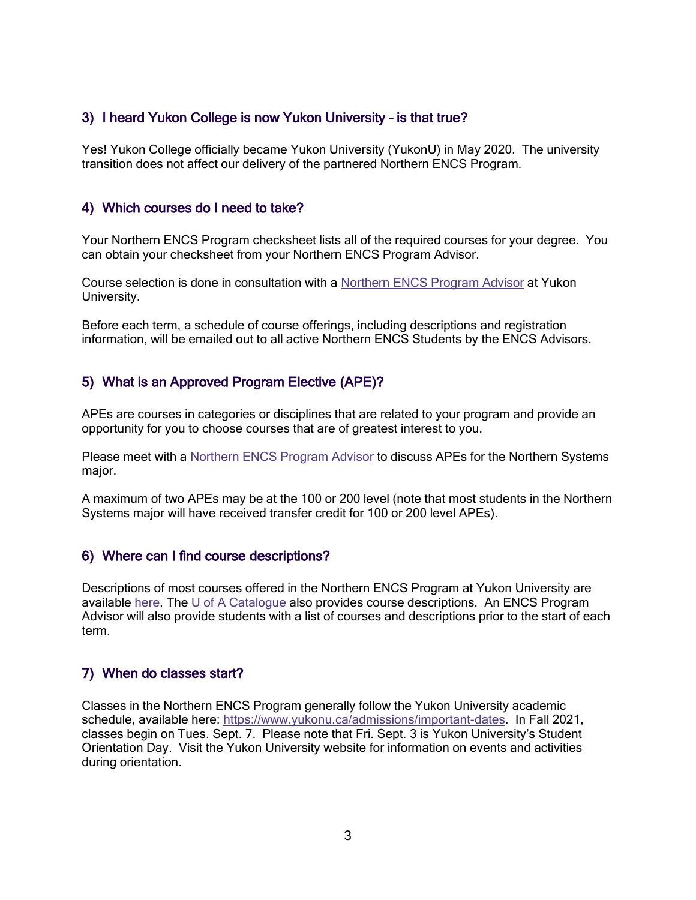## 3) I heard Yukon College is now Yukon University – is that true?

Yes! Yukon College officially became Yukon University (YukonU) in May 2020. The university transition does not affect our delivery of the partnered Northern ENCS Program.

## 4) Which courses do I need to take?

Your Northern ENCS Program checksheet lists all of the required courses for your degree. You can obtain your checksheet from your Northern ENCS Program Advisor.

Course selection is done in consultation with a Northern ENCS Program Advisor at Yukon University.

Before each term, a schedule of course offerings, including descriptions and registration information, will be emailed out to all active Northern ENCS Students by the ENCS Advisors.

## 5) What is an Approved Program Elective (APE)?

APEs are courses in categories or disciplines that are related to your program and provide an opportunity for you to choose courses that are of greatest interest to you.

Please meet with a Northern ENCS Program Advisor to discuss APEs for the Northern Systems major.

A maximum of two APEs may be at the 100 or 200 level (note that most students in the Northern Systems major will have received transfer credit for 100 or 200 level APEs).

## 6) Where can I find course descriptions?

Descriptions of most courses offered in the Northern ENCS Program at Yukon University are available here. The U of A Catalogue also provides course descriptions. An ENCS Program Advisor will also provide students with a list of courses and descriptions prior to the start of each term.

## 7) When do classes start?

Classes in the Northern ENCS Program generally follow the Yukon University academic schedule, available here: https://www.yukonu.ca/admissions/important-dates. In Fall 2021, classes begin on Tues. Sept. 7. Please note that Fri. Sept. 3 is Yukon University's Student Orientation Day. Visit the Yukon University website for information on events and activities during orientation.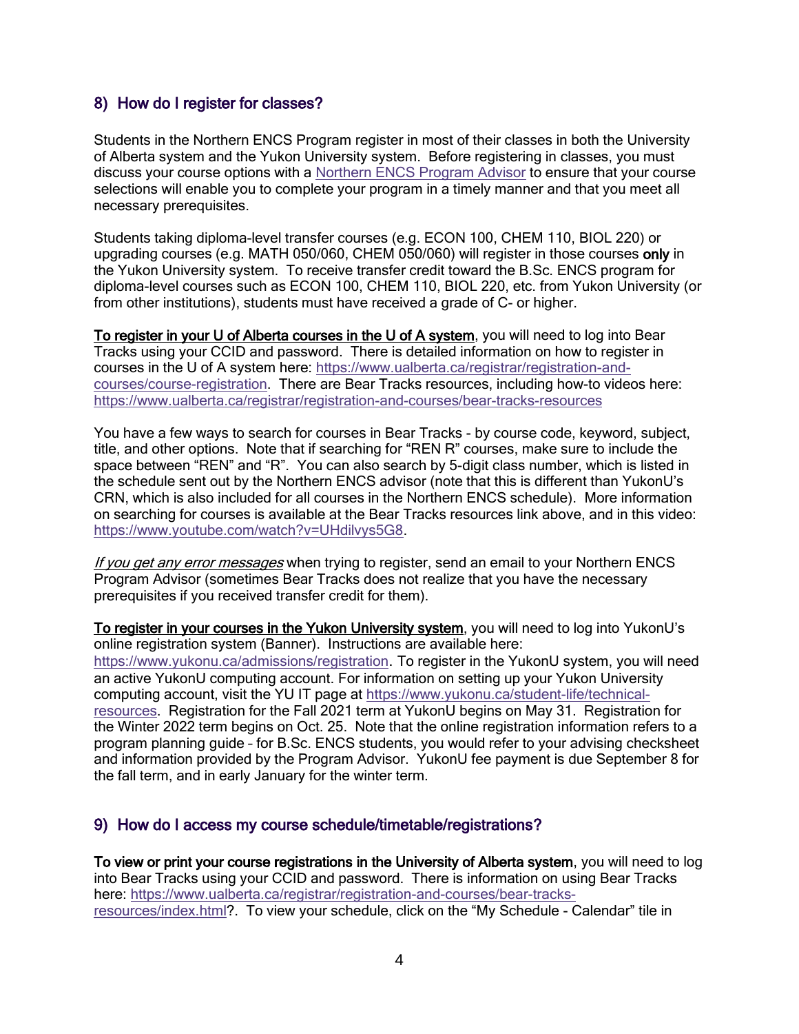## 8) How do I register for classes?

Students in the Northern ENCS Program register in most of their classes in both the University of Alberta system and the Yukon University system. Before registering in classes, you must discuss your course options with a [Northern ENCS Program Advisor](#) to ensure that your course selections will enable you to complete your program in a timely manner and that you meet all necessary prerequisites.

Students taking diploma-level transfer courses (e.g. ECON 100, CHEM 110, BIOL 220) or upgrading courses (e.g. MATH 050/060, CHEM 050/060) will register in those courses **only** in the Yukon University system. To receive transfer credit toward the B.Sc. ENCS program for diploma-level courses such as ECON 100, CHEM 110, BIOL 220, etc. from Yukon University (or from other institutions), students must have received a grade of C- or higher.

**To register in your U of Alberta courses in the U of A system**, you will need to log into Bear Tracks using your CCID and password. There is detailed information on how to register in courses in the U of A system here: https://www.ualberta.ca/registrar/registration-and-courses/course-registration. There are Bear Tracks resources, including how-to videos here: https://www.ualberta.ca/registrar/registration-and-courses/bear-tracks-resources

You have a few ways to search for courses in Bear Tracks - by course code, keyword, subject, title, and other options. Note that if searching for "REN R" courses, make sure to include the space between "REN" and "R". You can also search by 5-digit class number, which is listed in the schedule sent out by the Northern ENCS advisor (note that this is different than YukonU's CRN, which is also included for all courses in the Northern ENCS schedule). More information on searching for courses is available at the Bear Tracks resources link above, and in this video: https://www.youtube.com/watch?v=UHdilvys5G8.

*If you get any error messages* when trying to register, send an email to your Northern ENCS Program Advisor (sometimes Bear Tracks does not realize that you have the necessary prerequisites if you received transfer credit for them).

**To register in your courses in the Yukon University system**, you will need to log into YukonU's online registration system (Banner). Instructions are available here: https://www.yukonu.ca/admissions/registration. To register in the YukonU system, you will need an active YukonU computing account. For information on setting up your Yukon University computing account, visit the YU IT page at https://www.yukonu.ca/student-life/technical-resources. Registration for the Fall 2021 term at YukonU begins on May 31. Registration for the Winter 2022 term begins on Oct. 25. Note that the online registration information refers to a program planning guide – for B.Sc. ENCS students, you would refer to your advising checksheet and information provided by the Program Advisor. YukonU fee payment is due September 8 for the fall term, and in early January for the winter term.

## 9) How do I access my course schedule/timetable/registrations?

**To view or print your course registrations in the University of Alberta system**, you will need to log into Bear Tracks using your CCID and password. There is information on using Bear Tracks here: https://www.ualberta.ca/registrar/registration-and-courses/bear-tracks-resources/index.html?. To view your schedule, click on the "My Schedule - Calendar" tile in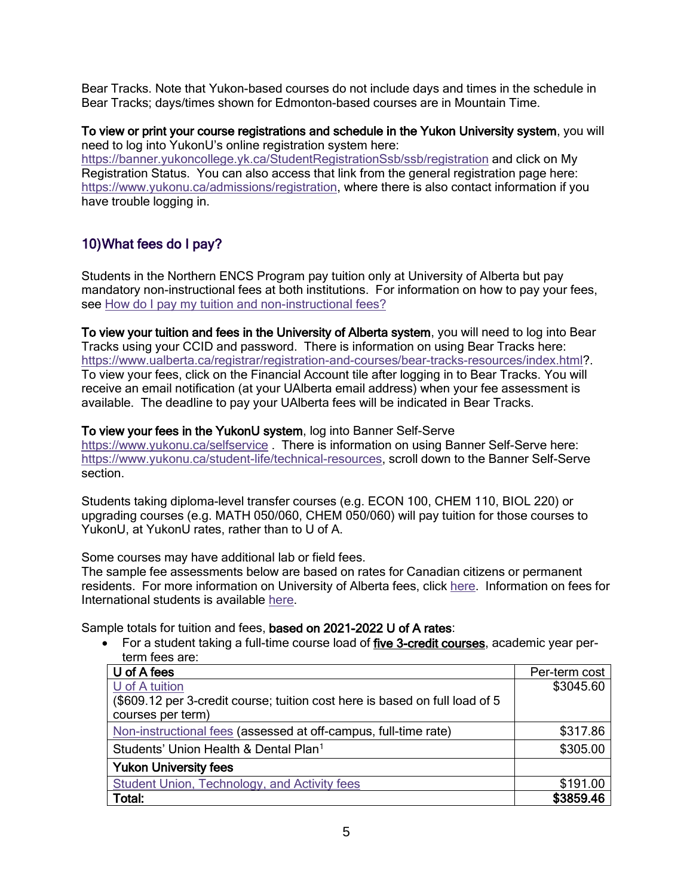Bear Tracks. Note that Yukon-based courses do not include days and times in the schedule in Bear Tracks; days/times shown for Edmonton-based courses are in Mountain Time.

**To view or print your course registrations and schedule in the Yukon University system**, you will need to log into YukonU's online registration system here: https://banner.yukoncollege.yk.ca/StudentRegistrationSsb/ssb/registration and click on My Registration Status. You can also access that link from the general registration page here: https://www.yukonu.ca/admissions/registration, where there is also contact information if you have trouble logging in.

## 10) What fees do I pay?

Students in the Northern ENCS Program pay tuition only at University of Alberta but pay mandatory non-instructional fees at both institutions. For information on how to pay your fees, see How do I pay my tuition and non-instructional fees?

**To view your tuition and fees in the University of Alberta system**, you will need to log into Bear Tracks using your CCID and password. There is information on using Bear Tracks here: https://www.ualberta.ca/registrar/registration-and-courses/bear-tracks-resources/index.html?. To view your fees, click on the Financial Account tile after logging in to Bear Tracks. You will receive an email notification (at your UAlberta email address) when your fee assessment is available. The deadline to pay your UAlberta fees will be indicated in Bear Tracks.

**To view your fees in the YukonU system**, log into Banner Self-Serve https://www.yukonu.ca/selfservice . There is information on using Banner Self-Serve here: https://www.yukonu.ca/student-life/technical-resources, scroll down to the Banner Self-Serve section.

Students taking diploma-level transfer courses (e.g. ECON 100, CHEM 110, BIOL 220) or upgrading courses (e.g. MATH 050/060, CHEM 050/060) will pay tuition for those courses to YukonU, at YukonU rates, rather than to U of A.

Some courses may have additional lab or field fees.

The sample fee assessments below are based on rates for Canadian citizens or permanent residents. For more information on University of Alberta fees, click here. Information on fees for International students is available here.

Sample totals for tuition and fees, **based on 2021-2022 U of A rates**:

- For a student taking a full-time course load of **five 3-credit courses**, academic year per-term fees are:

| **U of A fees** | Per-term cost |
|---|---|
| U of A tuition<br>($609.12 per 3-credit course; tuition cost here is based on full load of 5 courses per term) | $3045.60 |
| Non-instructional fees (assessed at off-campus, full-time rate) | $317.86 |
| Students' Union Health & Dental Plan[1] | $305.00 |
| **Yukon University fees** | |
| Student Union, Technology, and Activity fees | $191.00 |
| **Total:** | **$3859.46** |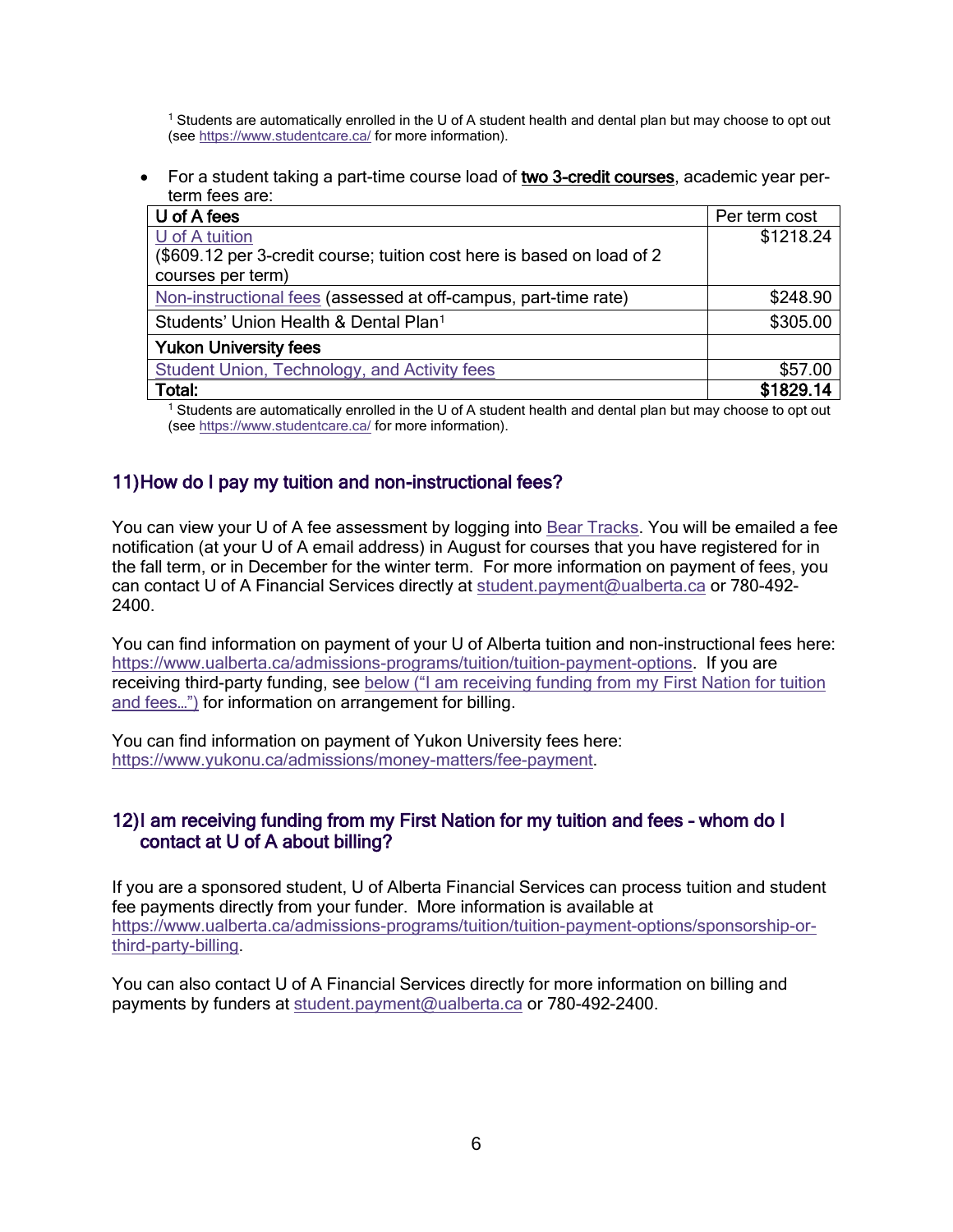[1] Students are automatically enrolled in the U of A student health and dental plan but may choose to opt out (see https://www.studentcare.ca/ for more information).

- For a student taking a part-time course load of **two 3-credit courses**, academic year per-term fees are:

| U of A fees | Per term cost |
|---|---|
| U of A tuition<br>($609.12 per 3-credit course; tuition cost here is based on load of 2 courses per term) | $1218.24 |
| Non-instructional fees (assessed at off-campus, part-time rate) | $248.90 |
| Students' Union Health & Dental Plan[1] | $305.00 |
| **Yukon University fees** | |
| Student Union, Technology, and Activity fees | $57.00 |
| **Total:** | **$1829.14** |

[1] Students are automatically enrolled in the U of A student health and dental plan but may choose to opt out (see https://www.studentcare.ca/ for more information).

## 11) How do I pay my tuition and non-instructional fees?

You can view your U of A fee assessment by logging into Bear Tracks. You will be emailed a fee notification (at your U of A email address) in August for courses that you have registered for in the fall term, or in December for the winter term. For more information on payment of fees, you can contact U of A Financial Services directly at student.payment@ualberta.ca or 780-492-2400.

You can find information on payment of your U of Alberta tuition and non-instructional fees here: https://www.ualberta.ca/admissions-programs/tuition/tuition-payment-options. If you are receiving third-party funding, see below ("I am receiving funding from my First Nation for tuition and fees…") for information on arrangement for billing.

You can find information on payment of Yukon University fees here: https://www.yukonu.ca/admissions/money-matters/fee-payment.

## 12) I am receiving funding from my First Nation for my tuition and fees – whom do I contact at U of A about billing?

If you are a sponsored student, U of Alberta Financial Services can process tuition and student fee payments directly from your funder. More information is available at https://www.ualberta.ca/admissions-programs/tuition/tuition-payment-options/sponsorship-or-third-party-billing.

You can also contact U of A Financial Services directly for more information on billing and payments by funders at student.payment@ualberta.ca or 780-492-2400.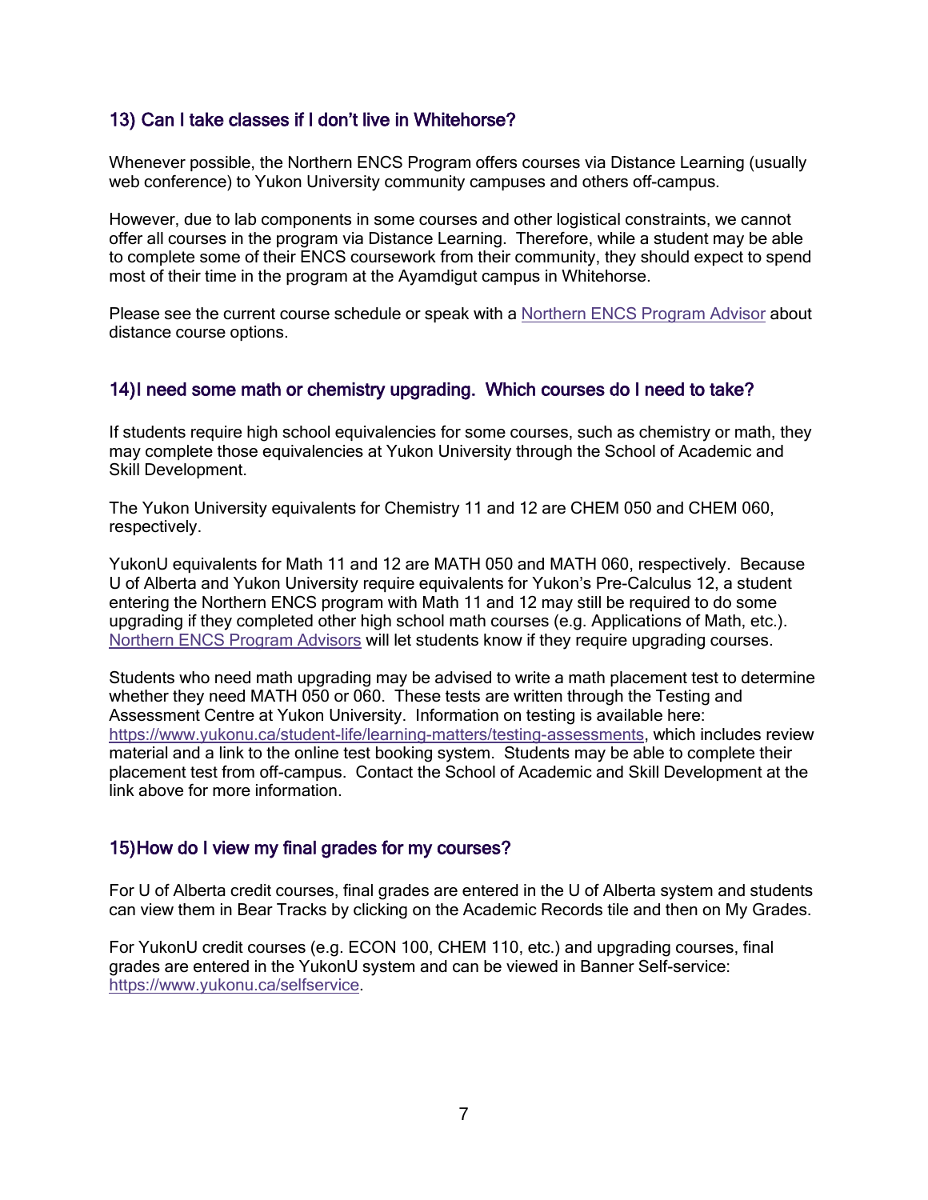## 13) Can I take classes if I don't live in Whitehorse?

Whenever possible, the Northern ENCS Program offers courses via Distance Learning (usually web conference) to Yukon University community campuses and others off-campus.

However, due to lab components in some courses and other logistical constraints, we cannot offer all courses in the program via Distance Learning. Therefore, while a student may be able to complete some of their ENCS coursework from their community, they should expect to spend most of their time in the program at the Ayamdigut campus in Whitehorse.

Please see the current course schedule or speak with a Northern ENCS Program Advisor about distance course options.

## 14)I need some math or chemistry upgrading. Which courses do I need to take?

If students require high school equivalencies for some courses, such as chemistry or math, they may complete those equivalencies at Yukon University through the School of Academic and Skill Development.

The Yukon University equivalents for Chemistry 11 and 12 are CHEM 050 and CHEM 060, respectively.

YukonU equivalents for Math 11 and 12 are MATH 050 and MATH 060, respectively. Because U of Alberta and Yukon University require equivalents for Yukon's Pre-Calculus 12, a student entering the Northern ENCS program with Math 11 and 12 may still be required to do some upgrading if they completed other high school math courses (e.g. Applications of Math, etc.). Northern ENCS Program Advisors will let students know if they require upgrading courses.

Students who need math upgrading may be advised to write a math placement test to determine whether they need MATH 050 or 060. These tests are written through the Testing and Assessment Centre at Yukon University. Information on testing is available here: https://www.yukonu.ca/student-life/learning-matters/testing-assessments, which includes review material and a link to the online test booking system. Students may be able to complete their placement test from off-campus. Contact the School of Academic and Skill Development at the link above for more information.

## 15)How do I view my final grades for my courses?

For U of Alberta credit courses, final grades are entered in the U of Alberta system and students can view them in Bear Tracks by clicking on the Academic Records tile and then on My Grades.

For YukonU credit courses (e.g. ECON 100, CHEM 110, etc.) and upgrading courses, final grades are entered in the YukonU system and can be viewed in Banner Self-service: https://www.yukonu.ca/selfservice.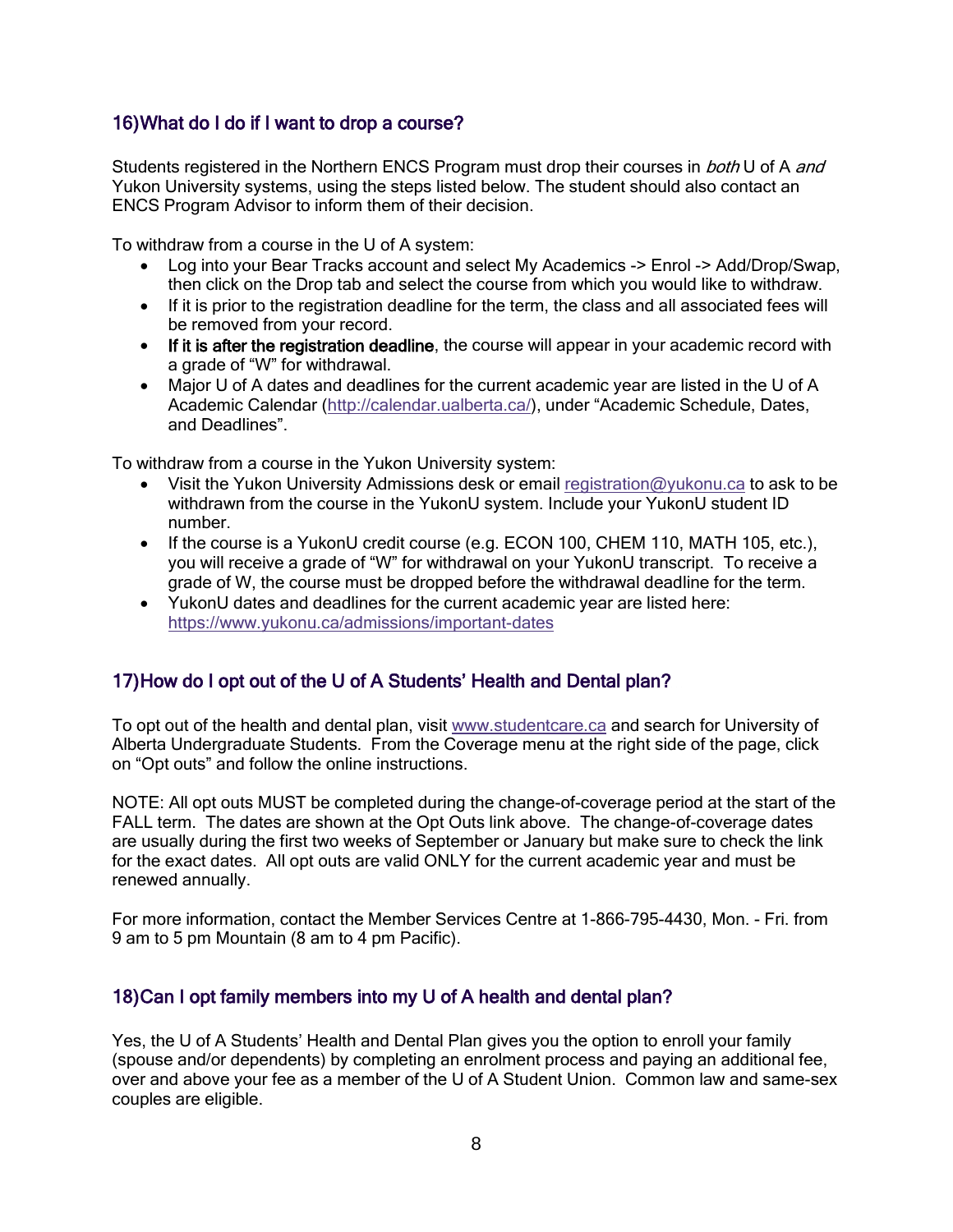## 16) What do I do if I want to drop a course?

Students registered in the Northern ENCS Program must drop their courses in *both* U of A *and* Yukon University systems, using the steps listed below. The student should also contact an ENCS Program Advisor to inform them of their decision.

To withdraw from a course in the U of A system:

- Log into your Bear Tracks account and select My Academics -> Enrol -> Add/Drop/Swap, then click on the Drop tab and select the course from which you would like to withdraw.
- If it is prior to the registration deadline for the term, the class and all associated fees will be removed from your record.
- **If it is after the registration deadline**, the course will appear in your academic record with a grade of "W" for withdrawal.
- Major U of A dates and deadlines for the current academic year are listed in the U of A Academic Calendar (http://calendar.ualberta.ca/), under "Academic Schedule, Dates, and Deadlines".

To withdraw from a course in the Yukon University system:

- Visit the Yukon University Admissions desk or email registration@yukonu.ca to ask to be withdrawn from the course in the YukonU system. Include your YukonU student ID number.
- If the course is a YukonU credit course (e.g. ECON 100, CHEM 110, MATH 105, etc.), you will receive a grade of "W" for withdrawal on your YukonU transcript. To receive a grade of W, the course must be dropped before the withdrawal deadline for the term.
- YukonU dates and deadlines for the current academic year are listed here: https://www.yukonu.ca/admissions/important-dates

## 17) How do I opt out of the U of A Students' Health and Dental plan?

To opt out of the health and dental plan, visit www.studentcare.ca and search for University of Alberta Undergraduate Students. From the Coverage menu at the right side of the page, click on "Opt outs" and follow the online instructions.

NOTE: All opt outs MUST be completed during the change-of-coverage period at the start of the FALL term. The dates are shown at the Opt Outs link above. The change-of-coverage dates are usually during the first two weeks of September or January but make sure to check the link for the exact dates. All opt outs are valid ONLY for the current academic year and must be renewed annually.

For more information, contact the Member Services Centre at 1-866-795-4430, Mon. - Fri. from 9 am to 5 pm Mountain (8 am to 4 pm Pacific).

## 18) Can I opt family members into my U of A health and dental plan?

Yes, the U of A Students' Health and Dental Plan gives you the option to enroll your family (spouse and/or dependents) by completing an enrolment process and paying an additional fee, over and above your fee as a member of the U of A Student Union. Common law and same-sex couples are eligible.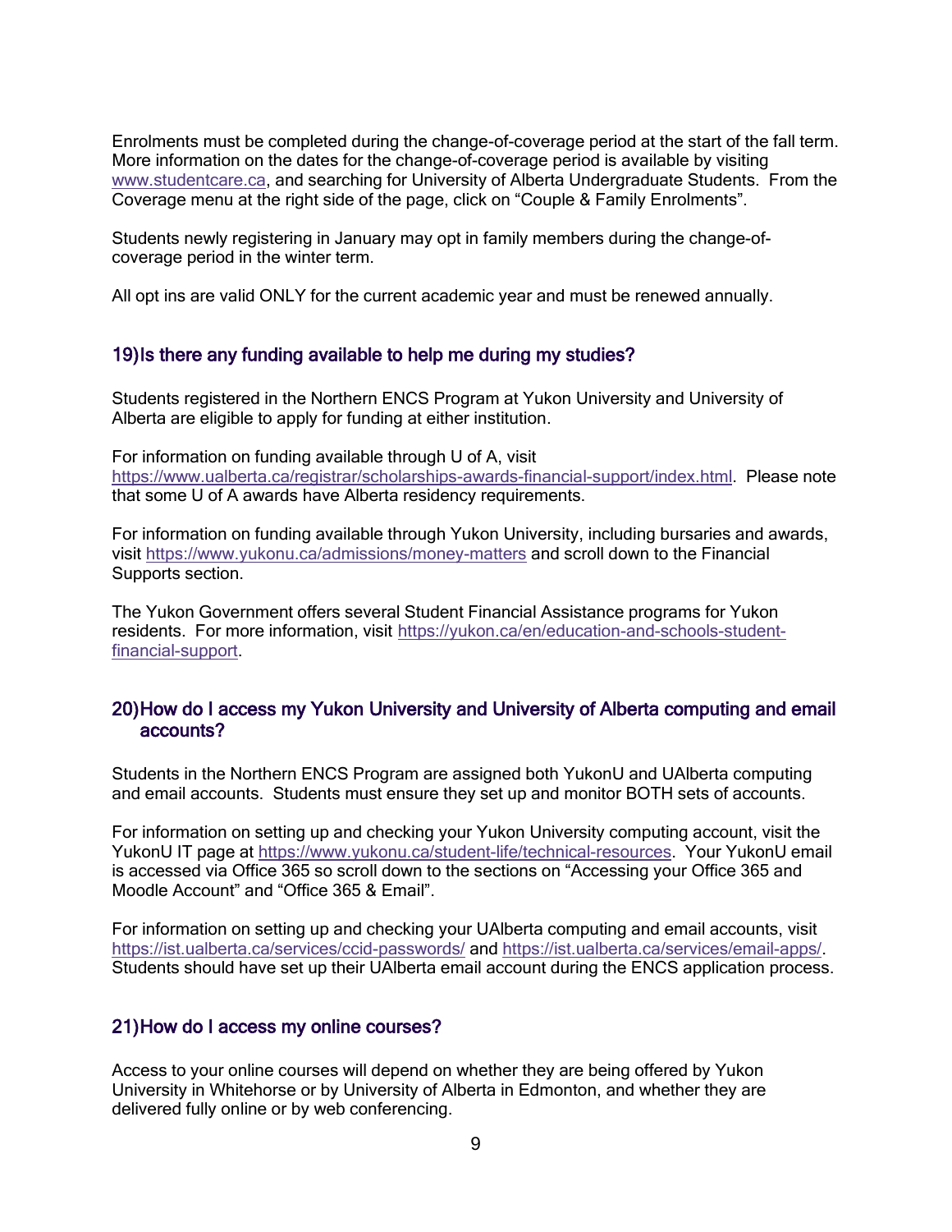Enrolments must be completed during the change-of-coverage period at the start of the fall term. More information on the dates for the change-of-coverage period is available by visiting [www.studentcare.ca](http://www.studentcare.ca), and searching for University of Alberta Undergraduate Students. From the Coverage menu at the right side of the page, click on “Couple & Family Enrolments”.

Students newly registering in January may opt in family members during the change-of-coverage period in the winter term.

All opt ins are valid ONLY for the current academic year and must be renewed annually.

## 19) Is there any funding available to help me during my studies?

Students registered in the Northern ENCS Program at Yukon University and University of Alberta are eligible to apply for funding at either institution.

For information on funding available through U of A, visit [https://www.ualberta.ca/registrar/scholarships-awards-financial-support/index.html](https://www.ualberta.ca/registrar/scholarships-awards-financial-support/index.html). Please note that some U of A awards have Alberta residency requirements.

For information on funding available through Yukon University, including bursaries and awards, visit [https://www.yukonu.ca/admissions/money-matters](https://www.yukonu.ca/admissions/money-matters) and scroll down to the Financial Supports section.

The Yukon Government offers several Student Financial Assistance programs for Yukon residents. For more information, visit [https://yukon.ca/en/education-and-schools-student-financial-support](https://yukon.ca/en/education-and-schools-student-financial-support).

## 20) How do I access my Yukon University and University of Alberta computing and email accounts?

Students in the Northern ENCS Program are assigned both YukonU and UAlberta computing and email accounts. Students must ensure they set up and monitor BOTH sets of accounts.

For information on setting up and checking your Yukon University computing account, visit the YukonU IT page at [https://www.yukonu.ca/student-life/technical-resources](https://www.yukonu.ca/student-life/technical-resources). Your YukonU email is accessed via Office 365 so scroll down to the sections on “Accessing your Office 365 and Moodle Account” and “Office 365 & Email”.

For information on setting up and checking your UAlberta computing and email accounts, visit [https://ist.ualberta.ca/services/ccid-passwords/](https://ist.ualberta.ca/services/ccid-passwords/) and [https://ist.ualberta.ca/services/email-apps/](https://ist.ualberta.ca/services/email-apps/). Students should have set up their UAlberta email account during the ENCS application process.

## 21) How do I access my online courses?

Access to your online courses will depend on whether they are being offered by Yukon University in Whitehorse or by University of Alberta in Edmonton, and whether they are delivered fully online or by web conferencing.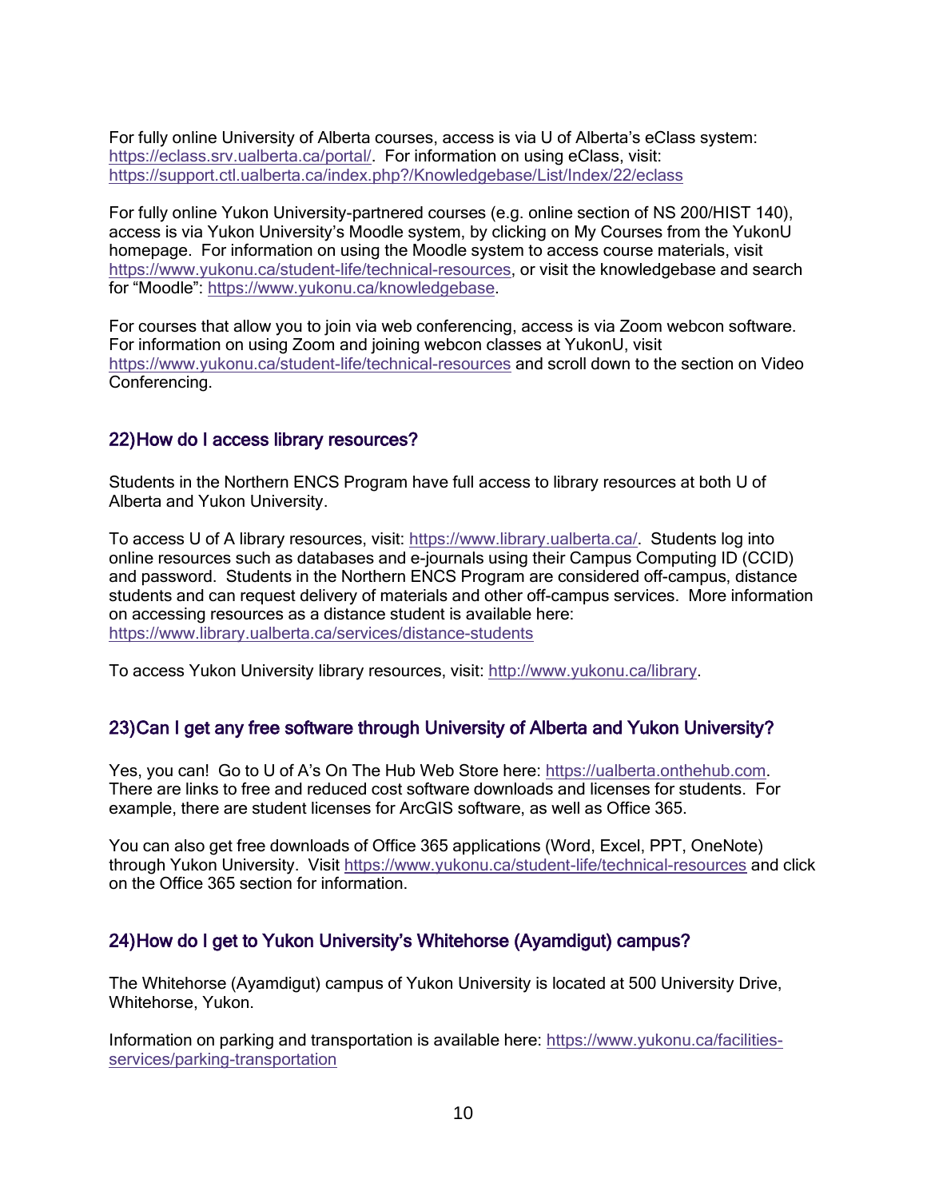For fully online University of Alberta courses, access is via U of Alberta's eClass system: https://eclass.srv.ualberta.ca/portal/. For information on using eClass, visit: https://support.ctl.ualberta.ca/index.php?/Knowledgebase/List/Index/22/eclass

For fully online Yukon University-partnered courses (e.g. online section of NS 200/HIST 140), access is via Yukon University's Moodle system, by clicking on My Courses from the YukonU homepage. For information on using the Moodle system to access course materials, visit https://www.yukonu.ca/student-life/technical-resources, or visit the knowledgebase and search for "Moodle": https://www.yukonu.ca/knowledgebase.

For courses that allow you to join via web conferencing, access is via Zoom webcon software. For information on using Zoom and joining webcon classes at YukonU, visit https://www.yukonu.ca/student-life/technical-resources and scroll down to the section on Video Conferencing.

## 22) How do I access library resources?

Students in the Northern ENCS Program have full access to library resources at both U of Alberta and Yukon University.

To access U of A library resources, visit: https://www.library.ualberta.ca/. Students log into online resources such as databases and e-journals using their Campus Computing ID (CCID) and password. Students in the Northern ENCS Program are considered off-campus, distance students and can request delivery of materials and other off-campus services. More information on accessing resources as a distance student is available here: https://www.library.ualberta.ca/services/distance-students

To access Yukon University library resources, visit: http://www.yukonu.ca/library.

## 23) Can I get any free software through University of Alberta and Yukon University?

Yes, you can! Go to U of A's On The Hub Web Store here: https://ualberta.onthehub.com. There are links to free and reduced cost software downloads and licenses for students. For example, there are student licenses for ArcGIS software, as well as Office 365.

You can also get free downloads of Office 365 applications (Word, Excel, PPT, OneNote) through Yukon University. Visit https://www.yukonu.ca/student-life/technical-resources and click on the Office 365 section for information.

## 24) How do I get to Yukon University's Whitehorse (Ayamdigut) campus?

The Whitehorse (Ayamdigut) campus of Yukon University is located at 500 University Drive, Whitehorse, Yukon.

Information on parking and transportation is available here: https://www.yukonu.ca/facilities-services/parking-transportation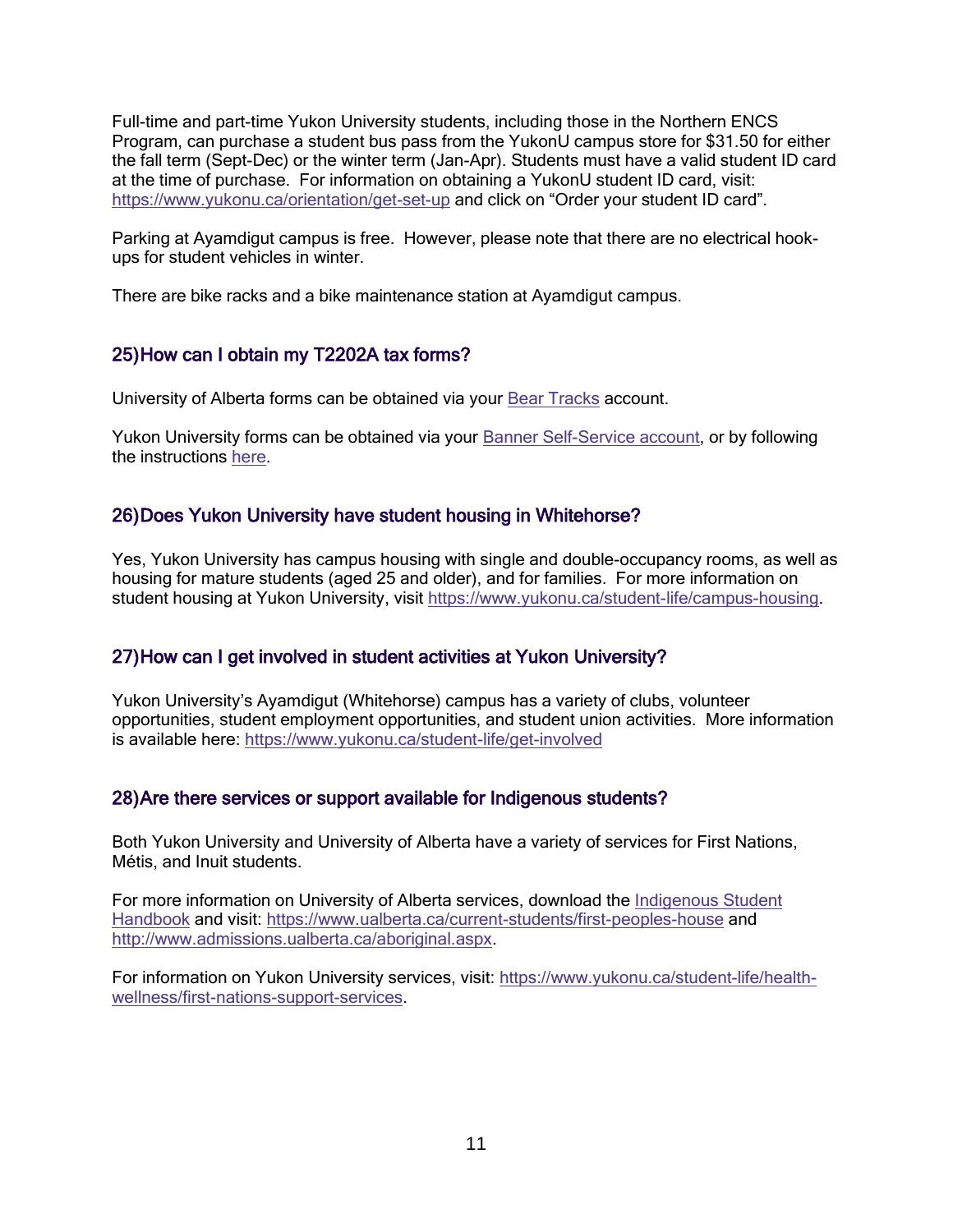Full-time and part-time Yukon University students, including those in the Northern ENCS Program, can purchase a student bus pass from the YukonU campus store for $31.50 for either the fall term (Sept-Dec) or the winter term (Jan-Apr). Students must have a valid student ID card at the time of purchase. For information on obtaining a YukonU student ID card, visit: https://www.yukonu.ca/orientation/get-set-up and click on "Order your student ID card".

Parking at Ayamdigut campus is free. However, please note that there are no electrical hook-ups for student vehicles in winter.

There are bike racks and a bike maintenance station at Ayamdigut campus.

## 25) How can I obtain my T2202A tax forms?

University of Alberta forms can be obtained via your Bear Tracks account.

Yukon University forms can be obtained via your Banner Self-Service account, or by following the instructions here.

## 26) Does Yukon University have student housing in Whitehorse?

Yes, Yukon University has campus housing with single and double-occupancy rooms, as well as housing for mature students (aged 25 and older), and for families. For more information on student housing at Yukon University, visit https://www.yukonu.ca/student-life/campus-housing.

## 27) How can I get involved in student activities at Yukon University?

Yukon University's Ayamdigut (Whitehorse) campus has a variety of clubs, volunteer opportunities, student employment opportunities, and student union activities. More information is available here: https://www.yukonu.ca/student-life/get-involved

## 28) Are there services or support available for Indigenous students?

Both Yukon University and University of Alberta have a variety of services for First Nations, Métis, and Inuit students.

For more information on University of Alberta services, download the Indigenous Student Handbook and visit: https://www.ualberta.ca/current-students/first-peoples-house and http://www.admissions.ualberta.ca/aboriginal.aspx.

For information on Yukon University services, visit: https://www.yukonu.ca/student-life/health-wellness/first-nations-support-services.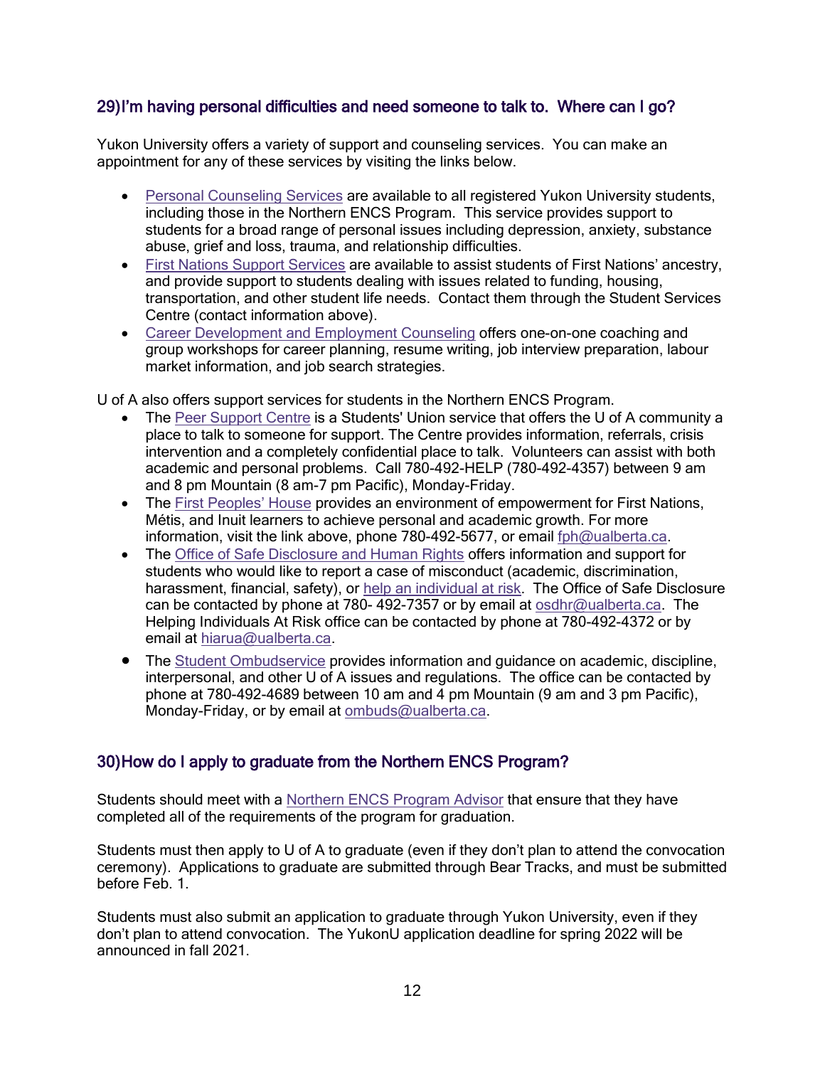## 29) I'm having personal difficulties and need someone to talk to. Where can I go?

Yukon University offers a variety of support and counseling services. You can make an appointment for any of these services by visiting the links below.

- Personal Counseling Services are available to all registered Yukon University students, including those in the Northern ENCS Program. This service provides support to students for a broad range of personal issues including depression, anxiety, substance abuse, grief and loss, trauma, and relationship difficulties.
- First Nations Support Services are available to assist students of First Nations' ancestry, and provide support to students dealing with issues related to funding, housing, transportation, and other student life needs. Contact them through the Student Services Centre (contact information above).
- Career Development and Employment Counseling offers one-on-one coaching and group workshops for career planning, resume writing, job interview preparation, labour market information, and job search strategies.

U of A also offers support services for students in the Northern ENCS Program.

- The Peer Support Centre is a Students' Union service that offers the U of A community a place to talk to someone for support. The Centre provides information, referrals, crisis intervention and a completely confidential place to talk. Volunteers can assist with both academic and personal problems. Call 780-492-HELP (780-492-4357) between 9 am and 8 pm Mountain (8 am-7 pm Pacific), Monday-Friday.
- The First Peoples' House provides an environment of empowerment for First Nations, Métis, and Inuit learners to achieve personal and academic growth. For more information, visit the link above, phone 780-492-5677, or email fph@ualberta.ca.
- The Office of Safe Disclosure and Human Rights offers information and support for students who would like to report a case of misconduct (academic, discrimination, harassment, financial, safety), or help an individual at risk. The Office of Safe Disclosure can be contacted by phone at 780- 492-7357 or by email at osdhr@ualberta.ca. The Helping Individuals At Risk office can be contacted by phone at 780-492-4372 or by email at hiarua@ualberta.ca.
- The Student Ombudservice provides information and guidance on academic, discipline, interpersonal, and other U of A issues and regulations. The office can be contacted by phone at 780-492-4689 between 10 am and 4 pm Mountain (9 am and 3 pm Pacific), Monday-Friday, or by email at ombuds@ualberta.ca.

## 30) How do I apply to graduate from the Northern ENCS Program?

Students should meet with a Northern ENCS Program Advisor that ensure that they have completed all of the requirements of the program for graduation.

Students must then apply to U of A to graduate (even if they don't plan to attend the convocation ceremony). Applications to graduate are submitted through Bear Tracks, and must be submitted before Feb. 1.

Students must also submit an application to graduate through Yukon University, even if they don't plan to attend convocation. The YukonU application deadline for spring 2022 will be announced in fall 2021.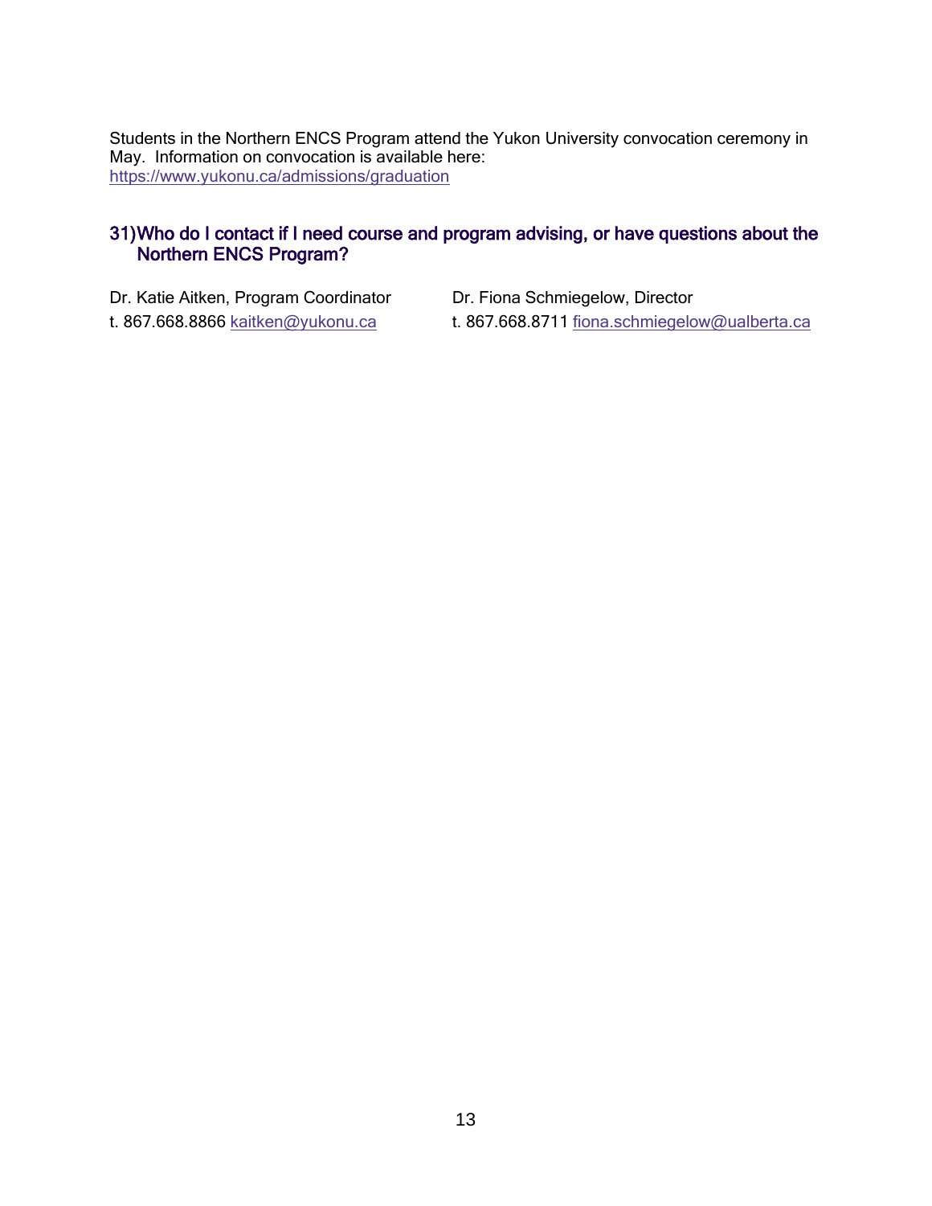Students in the Northern ENCS Program attend the Yukon University convocation ceremony in May. Information on convocation is available here: https://www.yukonu.ca/admissions/graduation

## 31) Who do I contact if I need course and program advising, or have questions about the Northern ENCS Program?

Dr. Katie Aitken, Program Coordinator
t. 867.668.8866 kaitken@yukonu.ca

Dr. Fiona Schmiegelow, Director
t. 867.668.8711 fiona.schmiegelow@ualberta.ca